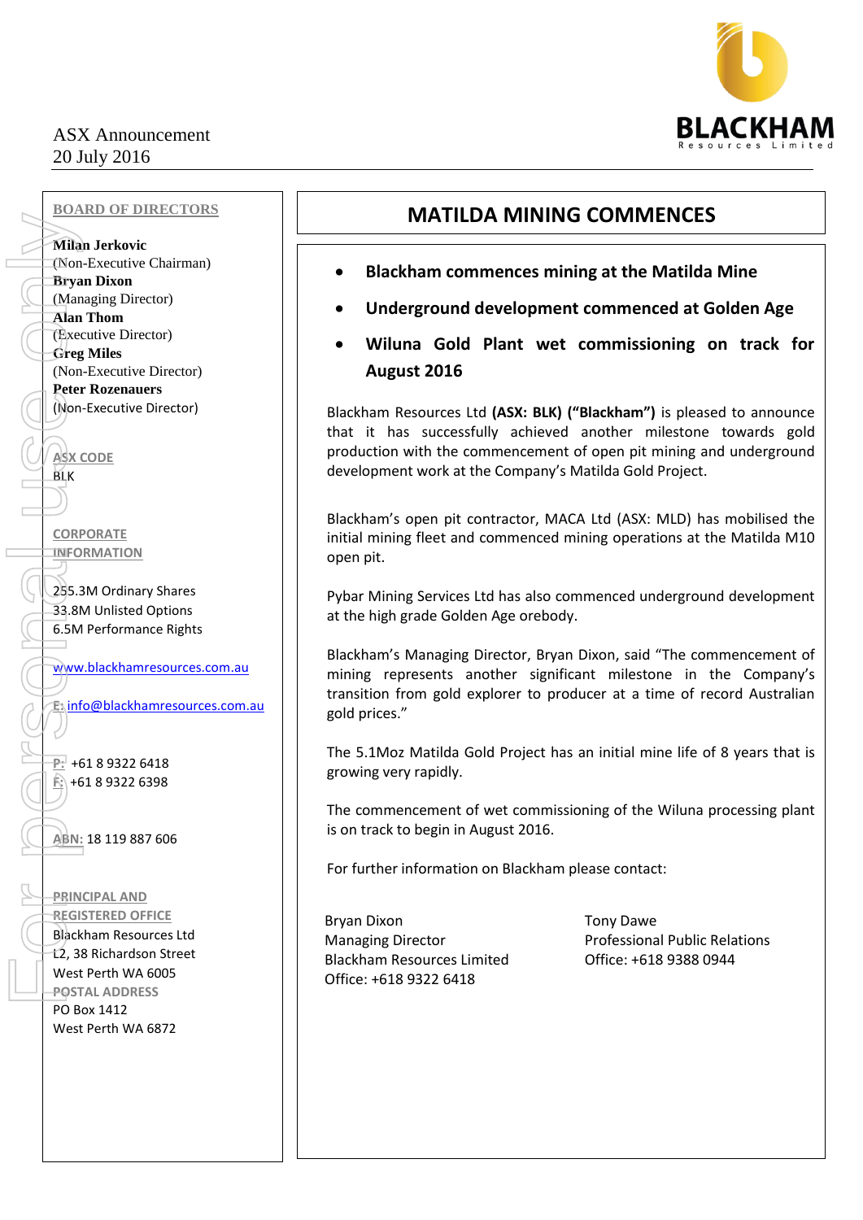ASX Announcement
20 July 2016

# MATILDA MINING COMMENCES

- **Blackham commences mining at the Matilda Mine**
- **Underground development commenced at Golden Age**
- **Wiluna Gold Plant wet commissioning on track for August 2016**

Blackham Resources Ltd **(ASX: BLK) ("Blackham")** is pleased to announce that it has successfully achieved another milestone towards gold production with the commencement of open pit mining and underground development work at the Company's Matilda Gold Project.

Blackham's open pit contractor, MACA Ltd (ASX: MLD) has mobilised the initial mining fleet and commenced mining operations at the Matilda M10 open pit.

Pybar Mining Services Ltd has also commenced underground development at the high grade Golden Age orebody.

Blackham's Managing Director, Bryan Dixon, said "The commencement of mining represents another significant milestone in the Company's transition from gold explorer to producer at a time of record Australian gold prices."

The 5.1Moz Matilda Gold Project has an initial mine life of 8 years that is growing very rapidly.

The commencement of wet commissioning of the Wiluna processing plant is on track to begin in August 2016.

For further information on Blackham please contact:

Bryan Dixon
Managing Director
Blackham Resources Limited
Office: +618 9322 6418

Tony Dawe
Professional Public Relations
Office: +618 9388 0944

**BOARD OF DIRECTORS**

**Milan Jerkovic**
(Non-Executive Chairman)
**Bryan Dixon**
(Managing Director)
**Alan Thom**
(Executive Director)
**Greg Miles**
(Non-Executive Director)
**Peter Rozenauers**
(Non-Executive Director)

**ASX CODE**
BLK

**CORPORATE INFORMATION**

255.3M Ordinary Shares
33.8M Unlisted Options
6.5M Performance Rights

www.blackhamresources.com.au

E: info@blackhamresources.com.au

P: +61 8 9322 6418
F: +61 8 9322 6398

ABN: 18 119 887 606

**PRINCIPAL AND REGISTERED OFFICE**
Blackham Resources Ltd
L2, 38 Richardson Street
West Perth WA 6005

**POSTAL ADDRESS**
PO Box 1412
West Perth WA 6872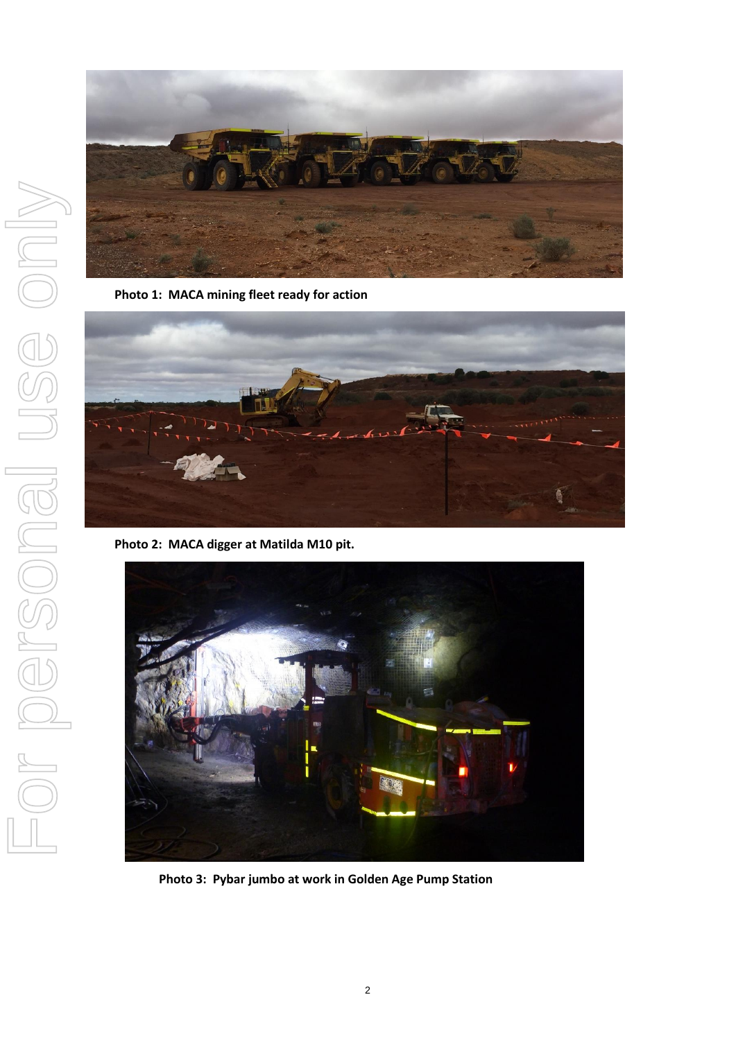Photo 1: MACA mining fleet ready for action

Photo 2: MACA digger at Matilda M10 pit.

Photo 3: Pybar jumbo at work in Golden Age Pump Station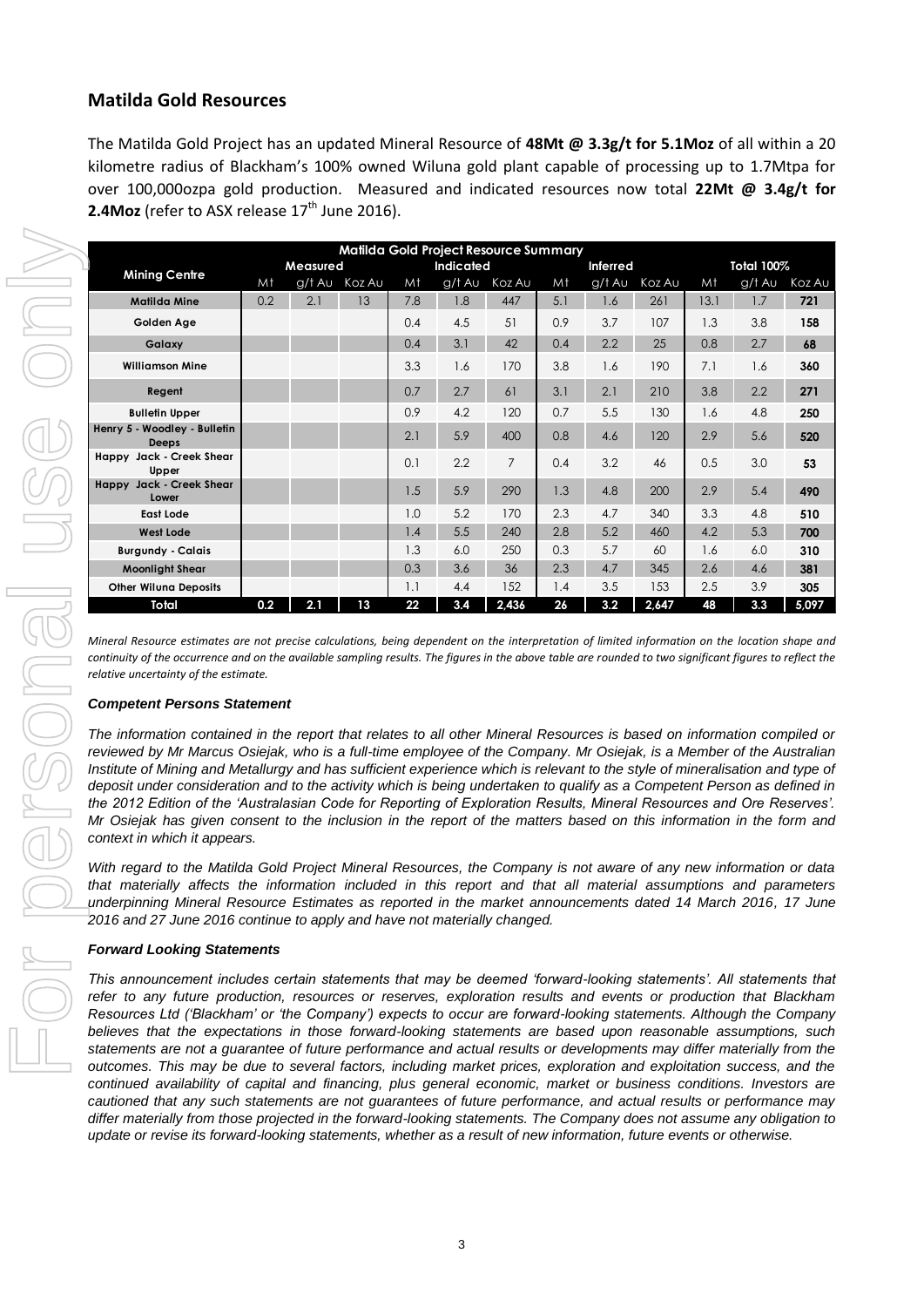## Matilda Gold Resources

The Matilda Gold Project has an updated Mineral Resource of **48Mt @ 3.3g/t for 5.1Moz** of all within a 20 kilometre radius of Blackham's 100% owned Wiluna gold plant capable of processing up to 1.7Mtpa for over 100,000ozpa gold production. Measured and indicated resources now total **22Mt @ 3.4g/t for 2.4Moz** (refer to ASX release 17th June 2016).

| Matilda Gold Project Resource Summary | | | | | | | | | | | | |
|---|---|---|---|---|---|---|---|---|---|---|---|---|
| Mining Centre | Measured | | | Indicated | | | Inferred | | | Total 100% | | |
| | Mt | g/t Au | Koz Au | Mt | g/t Au | Koz Au | Mt | g/t Au | Koz Au | Mt | g/t Au | Koz Au |
| Matilda Mine | 0.2 | 2.1 | 13 | 7.8 | 1.8 | 447 | 5.1 | 1.6 | 261 | 13.1 | 1.7 | **721** |
| Golden Age | | | | 0.4 | 4.5 | 51 | 0.9 | 3.7 | 107 | 1.3 | 3.8 | **158** |
| Galaxy | | | | 0.4 | 3.1 | 42 | 0.4 | 2.2 | 25 | 0.8 | 2.7 | **68** |
| Williamson Mine | | | | 3.3 | 1.6 | 170 | 3.8 | 1.6 | 190 | 7.1 | 1.6 | **360** |
| Regent | | | | 0.7 | 2.7 | 61 | 3.1 | 2.1 | 210 | 3.8 | 2.2 | **271** |
| Bulletin Upper | | | | 0.9 | 4.2 | 120 | 0.7 | 5.5 | 130 | 1.6 | 4.8 | **250** |
| Henry 5 - Woodley - Bulletin Deeps | | | | 2.1 | 5.9 | 400 | 0.8 | 4.6 | 120 | 2.9 | 5.6 | **520** |
| Happy Jack - Creek Shear Upper | | | | 0.1 | 2.2 | 7 | 0.4 | 3.2 | 46 | 0.5 | 3.0 | **53** |
| Happy Jack - Creek Shear Lower | | | | 1.5 | 5.9 | 290 | 1.3 | 4.8 | 200 | 2.9 | 5.4 | **490** |
| East Lode | | | | 1.0 | 5.2 | 170 | 2.3 | 4.7 | 340 | 3.3 | 4.8 | **510** |
| West Lode | | | | 1.4 | 5.5 | 240 | 2.8 | 5.2 | 460 | 4.2 | 5.3 | **700** |
| Burgundy - Calais | | | | 1.3 | 6.0 | 250 | 0.3 | 5.7 | 60 | 1.6 | 6.0 | **310** |
| Moonlight Shear | | | | 0.3 | 3.6 | 36 | 2.3 | 4.7 | 345 | 2.6 | 4.6 | **381** |
| Other Wiluna Deposits | | | | 1.1 | 4.4 | 152 | 1.4 | 3.5 | 153 | 2.5 | 3.9 | **305** |
| **Total** | **0.2** | **2.1** | **13** | **22** | **3.4** | **2,436** | **26** | **3.2** | **2,647** | **48** | **3.3** | **5,097** |

*Mineral Resource estimates are not precise calculations, being dependent on the interpretation of limited information on the location shape and continuity of the occurrence and on the available sampling results. The figures in the above table are rounded to two significant figures to reflect the relative uncertainty of the estimate.*

### Competent Persons Statement

*The information contained in the report that relates to all other Mineral Resources is based on information compiled or reviewed by Mr Marcus Osiejak, who is a full-time employee of the Company. Mr Osiejak, is a Member of the Australian Institute of Mining and Metallurgy and has sufficient experience which is relevant to the style of mineralisation and type of deposit under consideration and to the activity which is being undertaken to qualify as a Competent Person as defined in the 2012 Edition of the 'Australasian Code for Reporting of Exploration Results, Mineral Resources and Ore Reserves'. Mr Osiejak has given consent to the inclusion in the report of the matters based on this information in the form and context in which it appears.*

*With regard to the Matilda Gold Project Mineral Resources, the Company is not aware of any new information or data that materially affects the information included in this report and that all material assumptions and parameters underpinning Mineral Resource Estimates as reported in the market announcements dated 14 March 2016, 17 June 2016 and 27 June 2016 continue to apply and have not materially changed.*

### Forward Looking Statements

*This announcement includes certain statements that may be deemed 'forward-looking statements'. All statements that refer to any future production, resources or reserves, exploration results and events or production that Blackham Resources Ltd ('Blackham' or 'the Company') expects to occur are forward-looking statements. Although the Company believes that the expectations in those forward-looking statements are based upon reasonable assumptions, such statements are not a guarantee of future performance and actual results or developments may differ materially from the outcomes. This may be due to several factors, including market prices, exploration and exploitation success, and the continued availability of capital and financing, plus general economic, market or business conditions. Investors are cautioned that any such statements are not guarantees of future performance, and actual results or performance may differ materially from those projected in the forward-looking statements. The Company does not assume any obligation to update or revise its forward-looking statements, whether as a result of new information, future events or otherwise.*